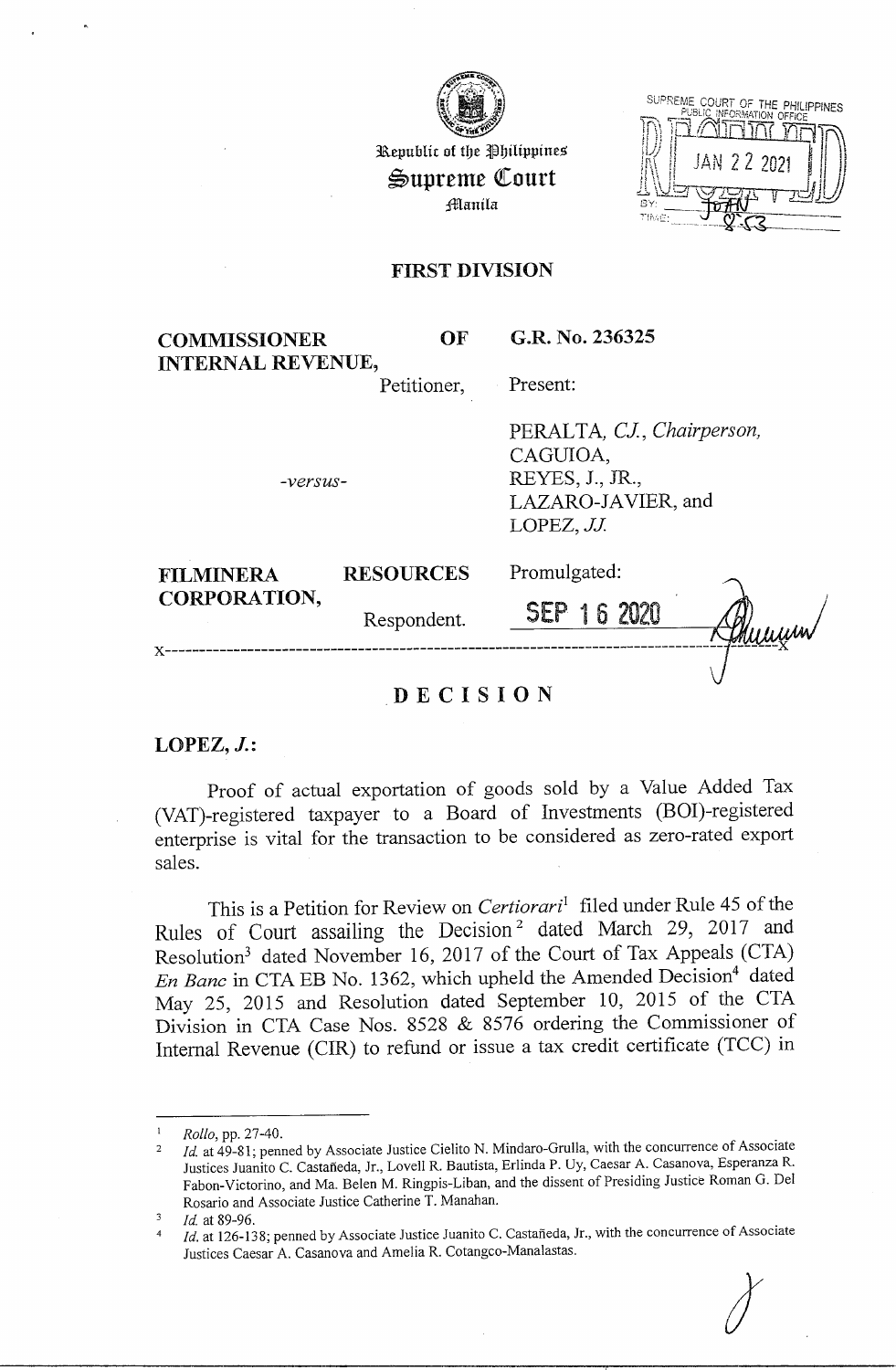Republic of the Philippines
**Supreme Court**
Manila

SUPREME COURT OF THE PHILIPPINES
PUBLIC INFORMATION OFFICE
JAN 22 2021
BY:
TIME:

**FIRST DIVISION**

| | |
|---|---|
| **COMMISSIONER OF INTERNAL REVENUE,** Petitioner, | **G.R. No. 236325** |
| | Present: |
| *-versus-* | PERALTA, *CJ., Chairperson,* CAGUIOA, REYES, J., JR., LAZARO-JAVIER, and LOPEZ, *JJ.* |
| **FILMINERA RESOURCES CORPORATION,** Respondent. | Promulgated: **SEP 16 2020** |

x-----------------------------------------------------------------------------------x

## DECISION

**LOPEZ, *J.*:**

Proof of actual exportation of goods sold by a Value Added Tax (VAT)-registered taxpayer to a Board of Investments (BOI)-registered enterprise is vital for the transaction to be considered as zero-rated export sales.

This is a Petition for Review on *Certiorari*[1] filed under Rule 45 of the Rules of Court assailing the Decision[2] dated March 29, 2017 and Resolution[3] dated November 16, 2017 of the Court of Tax Appeals (CTA) *En Banc* in CTA EB No. 1362, which upheld the Amended Decision[4] dated May 25, 2015 and Resolution dated September 10, 2015 of the CTA Division in CTA Case Nos. 8528 & 8576 ordering the Commissioner of Internal Revenue (CIR) to refund or issue a tax credit certificate (TCC) in

---

[1] *Rollo*, pp. 27-40.

[2] *Id.* at 49-81; penned by Associate Justice Cielito N. Mindaro-Grulla, with the concurrence of Associate Justices Juanito C. Castañeda, Jr., Lovell R. Bautista, Erlinda P. Uy, Caesar A. Casanova, Esperanza R. Fabon-Victorino, and Ma. Belen M. Ringpis-Liban, and the dissent of Presiding Justice Roman G. Del Rosario and Associate Justice Catherine T. Manahan.

[3] *Id.* at 89-96.

[4] *Id.* at 126-138; penned by Associate Justice Juanito C. Castañeda, Jr., with the concurrence of Associate Justices Caesar A. Casanova and Amelia R. Cotangco-Manalastas.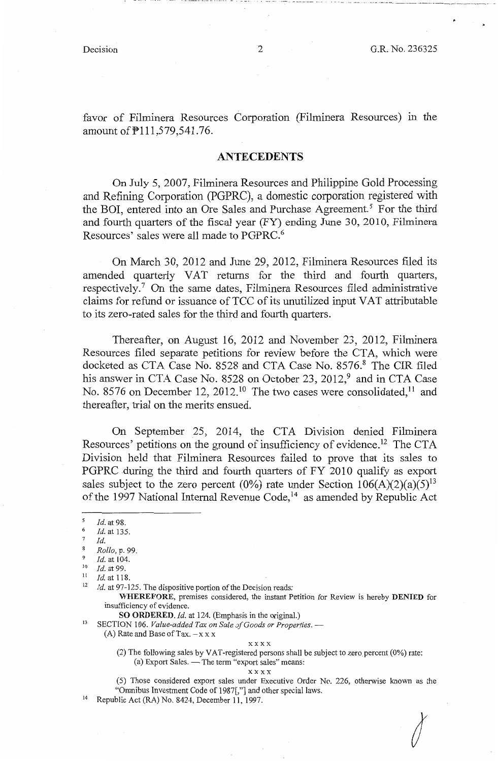favor of Filminera Resources Corporation (Filminera Resources) in the amount of ₱111,579,541.76.

## ANTECEDENTS

On July 5, 2007, Filminera Resources and Philippine Gold Processing and Refining Corporation (PGPRC), a domestic corporation registered with the BOI, entered into an Ore Sales and Purchase Agreement.[5] For the third and fourth quarters of the fiscal year (FY) ending June 30, 2010, Filminera Resources' sales were all made to PGPRC.[6]

On March 30, 2012 and June 29, 2012, Filminera Resources filed its amended quarterly VAT returns for the third and fourth quarters, respectively.[7] On the same dates, Filminera Resources filed administrative claims for refund or issuance of TCC of its unutilized input VAT attributable to its zero-rated sales for the third and fourth quarters.

Thereafter, on August 16, 2012 and November 23, 2012, Filminera Resources filed separate petitions for review before the CTA, which were docketed as CTA Case No. 8528 and CTA Case No. 8576.[8] The CIR filed his answer in CTA Case No. 8528 on October 23, 2012,[9] and in CTA Case No. 8576 on December 12, 2012.[10] The two cases were consolidated,[11] and thereafter, trial on the merits ensued.

On September 25, 2014, the CTA Division denied Filminera Resources' petitions on the ground of insufficiency of evidence.[12] The CTA Division held that Filminera Resources failed to prove that its sales to PGPRC during the third and fourth quarters of FY 2010 qualify as export sales subject to the zero percent (0%) rate under Section 106(A)(2)(a)(5)[13] of the 1997 National Internal Revenue Code,[14] as amended by Republic Act

---

[5] *Id.* at 98.

[6] *Id.* at 135.

[7] *Id.*

[8] *Rollo*, p. 99.

[9] *Id.* at 104.

[10] *Id.* at 99.

[11] *Id.* at 118.

[12] *Id.* at 97-125. The dispositive portion of the Decision reads:

> **WHEREFORE**, premises considered, the instant Petition for Review is hereby **DENIED** for insufficiency of evidence.
>
> **SO ORDERED.** *Id.* at 124. (Emphasis in the original.)

[13] SECTION 106. *Value-added Tax on Sale of Goods or Properties.* —

> (A) Rate and Base of Tax. – x x x
>
> x x x x
>
> (2) The following sales by VAT-registered persons shall be subject to zero percent (0%) rate:
>
> (a) Export Sales. — The term "export sales" means:
>
> x x x x
>
> (5) Those considered export sales under Executive Order No. 226, otherwise known as the "Omnibus Investment Code of 1987[,"] and other special laws.

[14] Republic Act (RA) No. 8424, December 11, 1997.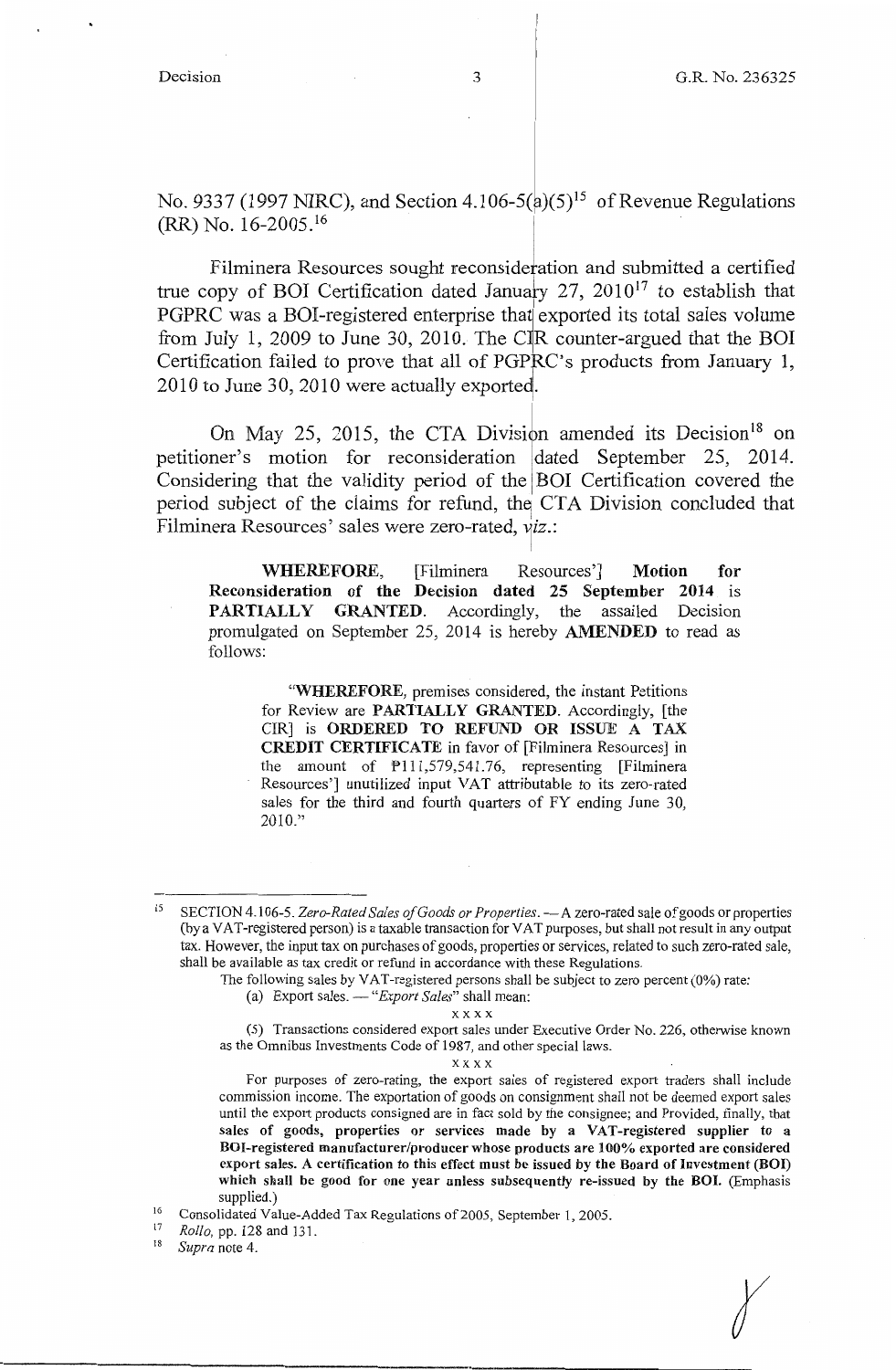No. 9337 (1997 NIRC), and Section 4.106-5(a)(5)[15] of Revenue Regulations (RR) No. 16-2005.[16]

Filminera Resources sought reconsideration and submitted a certified true copy of BOI Certification dated January 27, 2010[17] to establish that PGPRC was a BOI-registered enterprise that exported its total sales volume from July 1, 2009 to June 30, 2010. The CIR counter-argued that the BOI Certification failed to prove that all of PGPRC's products from January 1, 2010 to June 30, 2010 were actually exported.

On May 25, 2015, the CTA Division amended its Decision[18] on petitioner's motion for reconsideration dated September 25, 2014. Considering that the validity period of the BOI Certification covered the period subject of the claims for refund, the CTA Division concluded that Filminera Resources' sales were zero-rated, *viz.*:

> **WHEREFORE**, [Filminera Resources'] **Motion for Reconsideration of the Decision dated 25 September 2014** is **PARTIALLY GRANTED**. Accordingly, the assailed Decision promulgated on September 25, 2014 is hereby **AMENDED** to read as follows:
>
> > "**WHEREFORE**, premises considered, the instant Petitions for Review are **PARTIALLY GRANTED**. Accordingly, [the CIR] is **ORDERED TO REFUND OR ISSUE A TAX CREDIT CERTIFICATE** in favor of [Filminera Resources] in the amount of ₱111,579,541.76, representing [Filminera Resources'] unutilized input VAT attributable to its zero-rated sales for the third and fourth quarters of FY ending June 30, 2010."

---

[15] SECTION 4.106-5. *Zero-Rated Sales of Goods or Properties*. — A zero-rated sale of goods or properties (by a VAT-registered person) is a taxable transaction for VAT purposes, but shall not result in any output tax. However, the input tax on purchases of goods, properties or services, related to such zero-rated sale, shall be available as tax credit or refund in accordance with these Regulations.

The following sales by VAT-registered persons shall be subject to zero percent (0%) rate:

(a) Export sales. — "*Export Sales*" shall mean:

x x x x

(5) Transactions considered export sales under Executive Order No. 226, otherwise known as the Omnibus Investments Code of 1987, and other special laws.

x x x x

For purposes of zero-rating, the export sales of registered export traders shall include commission income. The exportation of goods on consignment shall not be deemed export sales until the export products consigned are in fact sold by the consignee; and Provided, finally, that **sales of goods, properties or services made by a VAT-registered supplier to a BOI-registered manufacturer/producer whose products are 100% exported are considered export sales. A certification to this effect must be issued by the Board of Investment (BOI) which shall be good for one year unless subsequently re-issued by the BOI.** (Emphasis supplied.)

[16] Consolidated Value-Added Tax Regulations of 2005, September 1, 2005.

[17] *Rollo*, pp. 128 and 131.

[18] *Supra* note 4.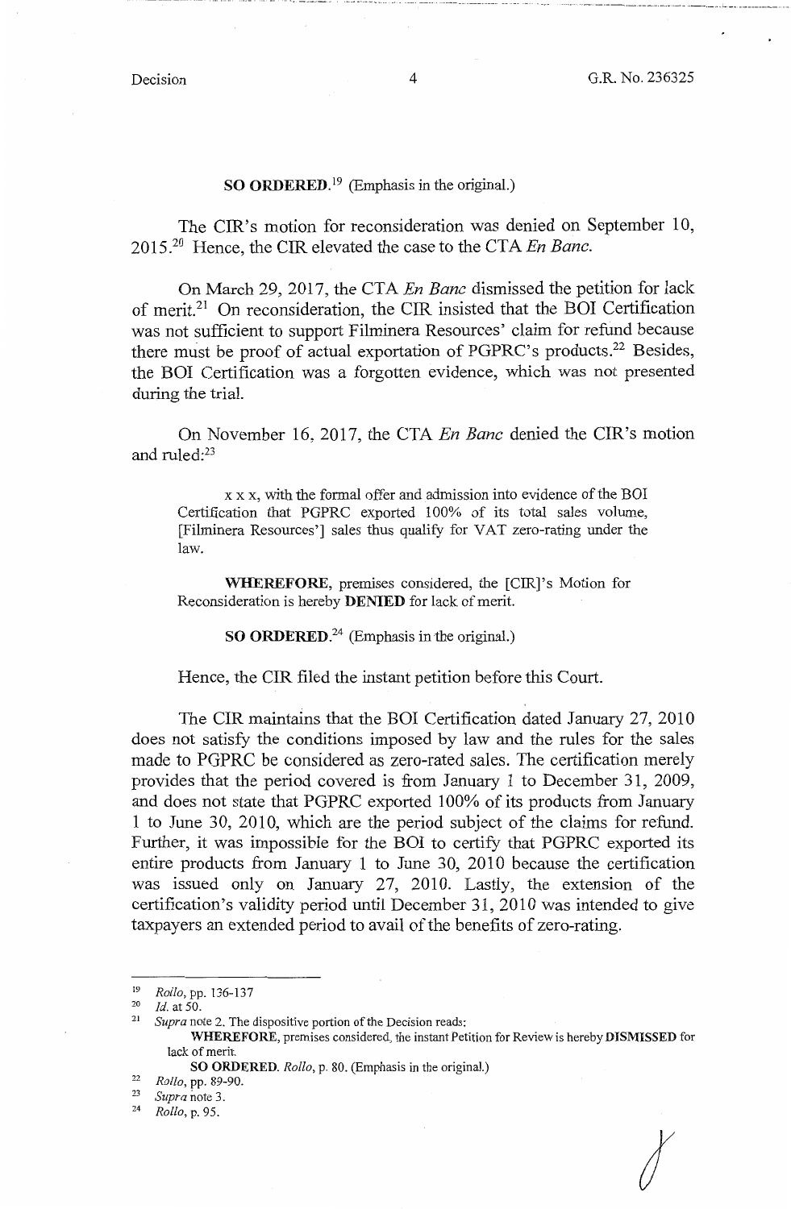**SO ORDERED.**[19] (Emphasis in the original.)

The CIR's motion for reconsideration was denied on September 10, 2015.[20] Hence, the CIR elevated the case to the CTA *En Banc*.

On March 29, 2017, the CTA *En Banc* dismissed the petition for lack of merit.[21] On reconsideration, the CIR insisted that the BOI Certification was not sufficient to support Filminera Resources' claim for refund because there must be proof of actual exportation of PGPRC's products.[22] Besides, the BOI Certification was a forgotten evidence, which was not presented during the trial.

On November 16, 2017, the CTA *En Banc* denied the CIR's motion and ruled:[23]

> x x x, with the formal offer and admission into evidence of the BOI Certification that PGPRC exported 100% of its total sales volume, [Filminera Resources'] sales thus qualify for VAT zero-rating under the law.
>
> **WHEREFORE**, premises considered, the [CIR]'s Motion for Reconsideration is hereby **DENIED** for lack of merit.
>
> **SO ORDERED.**[24] (Emphasis in the original.)

Hence, the CIR filed the instant petition before this Court.

The CIR maintains that the BOI Certification dated January 27, 2010 does not satisfy the conditions imposed by law and the rules for the sales made to PGPRC be considered as zero-rated sales. The certification merely provides that the period covered is from January 1 to December 31, 2009, and does not state that PGPRC exported 100% of its products from January 1 to June 30, 2010, which are the period subject of the claims for refund. Further, it was impossible for the BOI to certify that PGPRC exported its entire products from January 1 to June 30, 2010 because the certification was issued only on January 27, 2010. Lastly, the extension of the certification's validity period until December 31, 2010 was intended to give taxpayers an extended period to avail of the benefits of zero-rating.

---

[19] *Rollo*, pp. 136-137

[20] *Id.* at 50.

[21] *Supra* note 2. The dispositive portion of the Decision reads:
**WHEREFORE**, premises considered, the instant Petition for Review is hereby **DISMISSED** for lack of merit.
**SO ORDERED.** *Rollo*, p. 80. (Emphasis in the original.)

[22] *Rollo*, pp. 89-90.

[23] *Supra* note 3.

[24] *Rollo*, p. 95.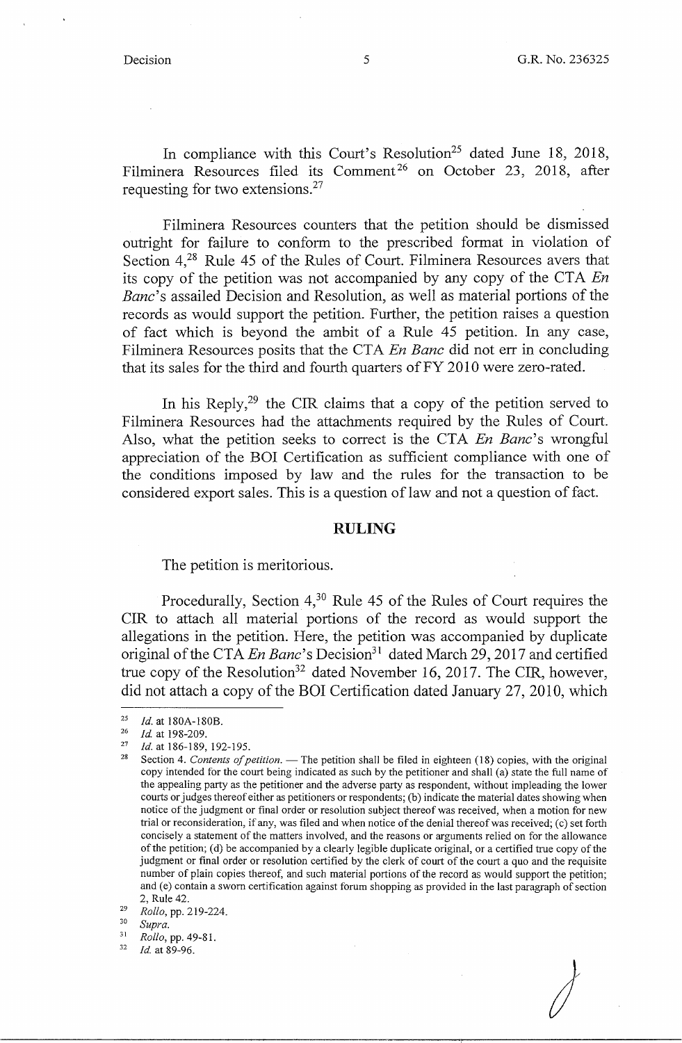In compliance with this Court's Resolution[25] dated June 18, 2018, Filminera Resources filed its Comment[26] on October 23, 2018, after requesting for two extensions.[27]

Filminera Resources counters that the petition should be dismissed outright for failure to conform to the prescribed format in violation of Section 4,[28] Rule 45 of the Rules of Court. Filminera Resources avers that its copy of the petition was not accompanied by any copy of the CTA *En Banc*'s assailed Decision and Resolution, as well as material portions of the records as would support the petition. Further, the petition raises a question of fact which is beyond the ambit of a Rule 45 petition. In any case, Filminera Resources posits that the CTA *En Banc* did not err in concluding that its sales for the third and fourth quarters of FY 2010 were zero-rated.

In his Reply,[29] the CIR claims that a copy of the petition served to Filminera Resources had the attachments required by the Rules of Court. Also, what the petition seeks to correct is the CTA *En Banc*'s wrongful appreciation of the BOI Certification as sufficient compliance with one of the conditions imposed by law and the rules for the transaction to be considered export sales. This is a question of law and not a question of fact.

## RULING

The petition is meritorious.

Procedurally, Section 4,[30] Rule 45 of the Rules of Court requires the CIR to attach all material portions of the record as would support the allegations in the petition. Here, the petition was accompanied by duplicate original of the CTA *En Banc*'s Decision[31] dated March 29, 2017 and certified true copy of the Resolution[32] dated November 16, 2017. The CIR, however, did not attach a copy of the BOI Certification dated January 27, 2010, which

---

[25] *Id.* at 180A-180B.

[26] *Id.* at 198-209.

[27] *Id.* at 186-189, 192-195.

[28] Section 4. *Contents of petition.* — The petition shall be filed in eighteen (18) copies, with the original copy intended for the court being indicated as such by the petitioner and shall (a) state the full name of the appealing party as the petitioner and the adverse party as respondent, without impleading the lower courts or judges thereof either as petitioners or respondents; (b) indicate the material dates showing when notice of the judgment or final order or resolution subject thereof was received, when a motion for new trial or reconsideration, if any, was filed and when notice of the denial thereof was received; (c) set forth concisely a statement of the matters involved, and the reasons or arguments relied on for the allowance of the petition; (d) be accompanied by a clearly legible duplicate original, or a certified true copy of the judgment or final order or resolution certified by the clerk of court of the court a quo and the requisite number of plain copies thereof, and such material portions of the record as would support the petition; and (e) contain a sworn certification against forum shopping as provided in the last paragraph of section 2, Rule 42.

[29] *Rollo*, pp. 219-224.

[30] *Supra.*

[31] *Rollo*, pp. 49-81.

[32] *Id.* at 89-96.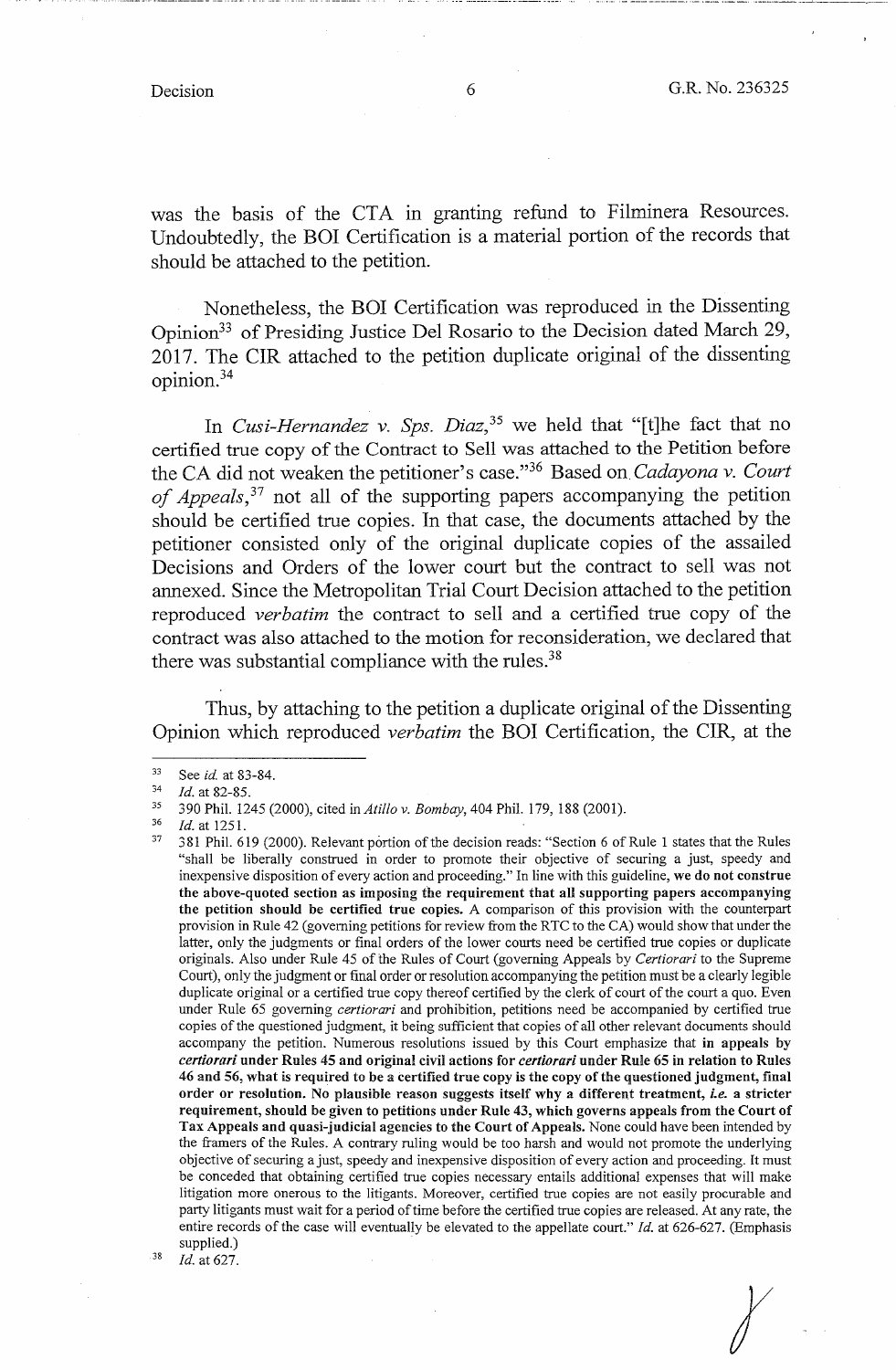was the basis of the CTA in granting refund to Filminera Resources. Undoubtedly, the BOI Certification is a material portion of the records that should be attached to the petition.

Nonetheless, the BOI Certification was reproduced in the Dissenting Opinion[33] of Presiding Justice Del Rosario to the Decision dated March 29, 2017. The CIR attached to the petition duplicate original of the dissenting opinion.[34]

In *Cusi-Hernandez v. Sps. Diaz*,[35] we held that "[t]he fact that no certified true copy of the Contract to Sell was attached to the Petition before the CA did not weaken the petitioner's case."[36] Based on *Cadayona v. Court of Appeals*,[37] not all of the supporting papers accompanying the petition should be certified true copies. In that case, the documents attached by the petitioner consisted only of the original duplicate copies of the assailed Decisions and Orders of the lower court but the contract to sell was not annexed. Since the Metropolitan Trial Court Decision attached to the petition reproduced *verbatim* the contract to sell and a certified true copy of the contract was also attached to the motion for reconsideration, we declared that there was substantial compliance with the rules.[38]

Thus, by attaching to the petition a duplicate original of the Dissenting Opinion which reproduced *verbatim* the BOI Certification, the CIR, at the

---

[33] See *id.* at 83-84.

[34] *Id.* at 82-85.

[35] 390 Phil. 1245 (2000), cited in *Atillo v. Bombay*, 404 Phil. 179, 188 (2001).

[36] *Id.* at 1251.

[37] 381 Phil. 619 (2000). Relevant portion of the decision reads: "Section 6 of Rule 1 states that the Rules "shall be liberally construed in order to promote their objective of securing a just, speedy and inexpensive disposition of every action and proceeding." In line with this guideline, **we do not construe the above-quoted section as imposing the requirement that all supporting papers accompanying the petition should be certified true copies.** A comparison of this provision with the counterpart provision in Rule 42 (governing petitions for review from the RTC to the CA) would show that under the latter, only the judgments or final orders of the lower courts need be certified true copies or duplicate originals. Also under Rule 45 of the Rules of Court (governing Appeals by *Certiorari* to the Supreme Court), only the judgment or final order or resolution accompanying the petition must be a clearly legible duplicate original or a certified true copy thereof certified by the clerk of court of the court a quo. Even under Rule 65 governing *certiorari* and prohibition, petitions need be accompanied by certified true copies of the questioned judgment, it being sufficient that copies of all other relevant documents should accompany the petition. Numerous resolutions issued by this Court emphasize that **in appeals by *certiorari* under Rules 45 and original civil actions for *certiorari* under Rule 65 in relation to Rules 46 and 56, what is required to be a certified true copy is the copy of the questioned judgment, final order or resolution. No plausible reason suggests itself why a different treatment, *i.e.* a stricter requirement, should be given to petitions under Rule 43, which governs appeals from the Court of Tax Appeals and quasi-judicial agencies to the Court of Appeals.** None could have been intended by the framers of the Rules. A contrary ruling would be too harsh and would not promote the underlying objective of securing a just, speedy and inexpensive disposition of every action and proceeding. It must be conceded that obtaining certified true copies necessary entails additional expenses that will make litigation more onerous to the litigants. Moreover, certified true copies are not easily procurable and party litigants must wait for a period of time before the certified true copies are released. At any rate, the entire records of the case will eventually be elevated to the appellate court." *Id.* at 626-627. (Emphasis supplied.)

[38] *Id.* at 627.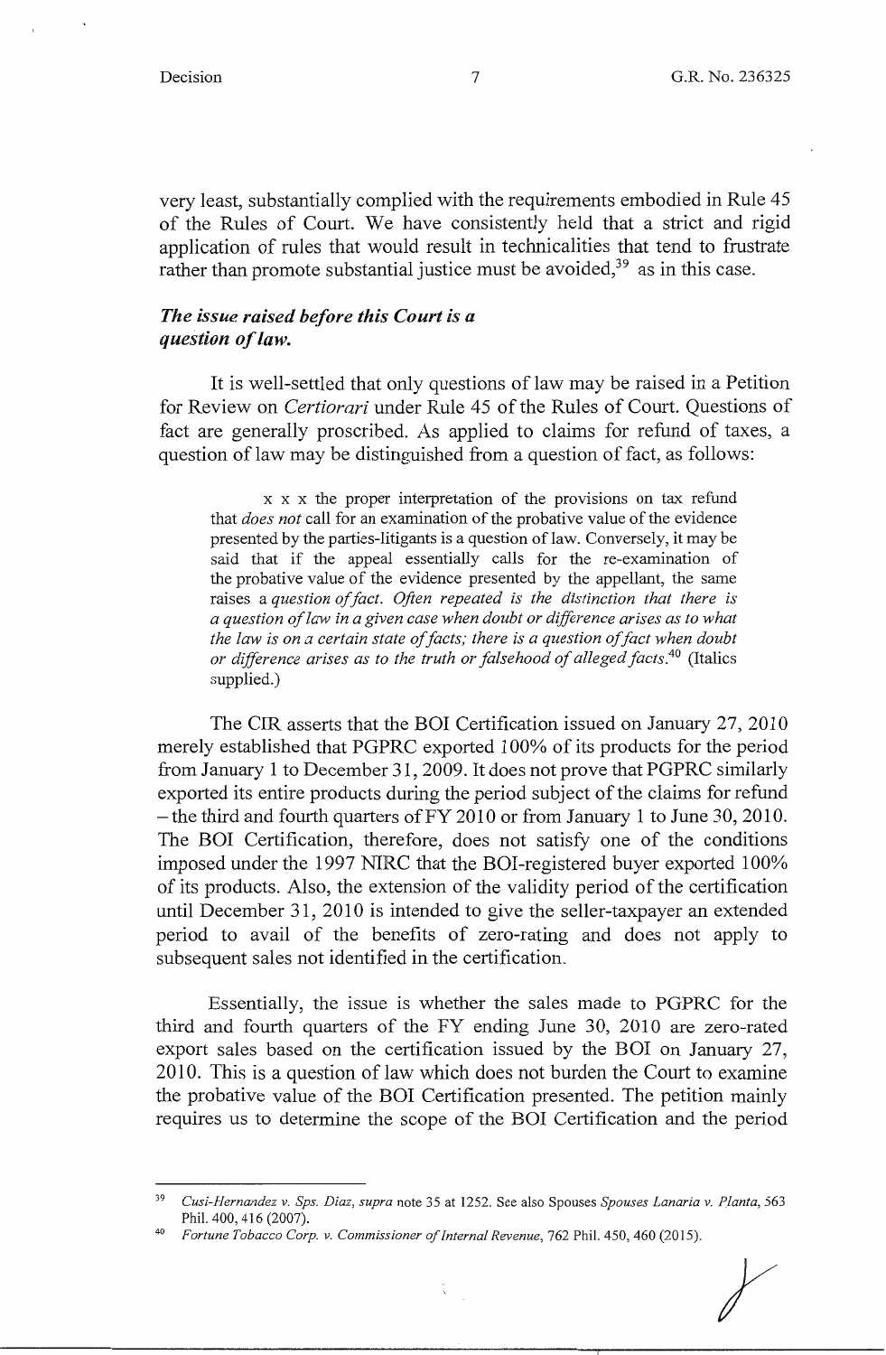very least, substantially complied with the requirements embodied in Rule 45 of the Rules of Court. We have consistently held that a strict and rigid application of rules that would result in technicalities that tend to frustrate rather than promote substantial justice must be avoided,[39] as in this case.

***The issue raised before this Court is a question of law.***

It is well-settled that only questions of law may be raised in a Petition for Review on *Certiorari* under Rule 45 of the Rules of Court. Questions of fact are generally proscribed. As applied to claims for refund of taxes, a question of law may be distinguished from a question of fact, as follows:

> x x x the proper interpretation of the provisions on tax refund that *does not* call for an examination of the probative value of the evidence presented by the parties-litigants is a question of law. Conversely, it may be said that if the appeal essentially calls for the re-examination of the probative value of the evidence presented by the appellant, the same raises a *question of fact. Often repeated is the distinction that there is a question of law in a given case when doubt or difference arises as to what the law is on a certain state of facts; there is a question of fact when doubt or difference arises as to the truth or falsehood of alleged facts.*[40] (Italics supplied.)

The CIR asserts that the BOI Certification issued on January 27, 2010 merely established that PGPRC exported 100% of its products for the period from January 1 to December 31, 2009. It does not prove that PGPRC similarly exported its entire products during the period subject of the claims for refund – the third and fourth quarters of FY 2010 or from January 1 to June 30, 2010. The BOI Certification, therefore, does not satisfy one of the conditions imposed under the 1997 NIRC that the BOI-registered buyer exported 100% of its products. Also, the extension of the validity period of the certification until December 31, 2010 is intended to give the seller-taxpayer an extended period to avail of the benefits of zero-rating and does not apply to subsequent sales not identified in the certification.

Essentially, the issue is whether the sales made to PGPRC for the third and fourth quarters of the FY ending June 30, 2010 are zero-rated export sales based on the certification issued by the BOI on January 27, 2010. This is a question of law which does not burden the Court to examine the probative value of the BOI Certification presented. The petition mainly requires us to determine the scope of the BOI Certification and the period

---

[39] *Cusi-Hernandez v. Sps. Diaz, supra* note 35 at 1252. See also Spouses *Spouses Lanaria v. Planta*, 563 Phil. 400, 416 (2007).

[40] *Fortune Tobacco Corp. v. Commissioner of Internal Revenue*, 762 Phil. 450, 460 (2015).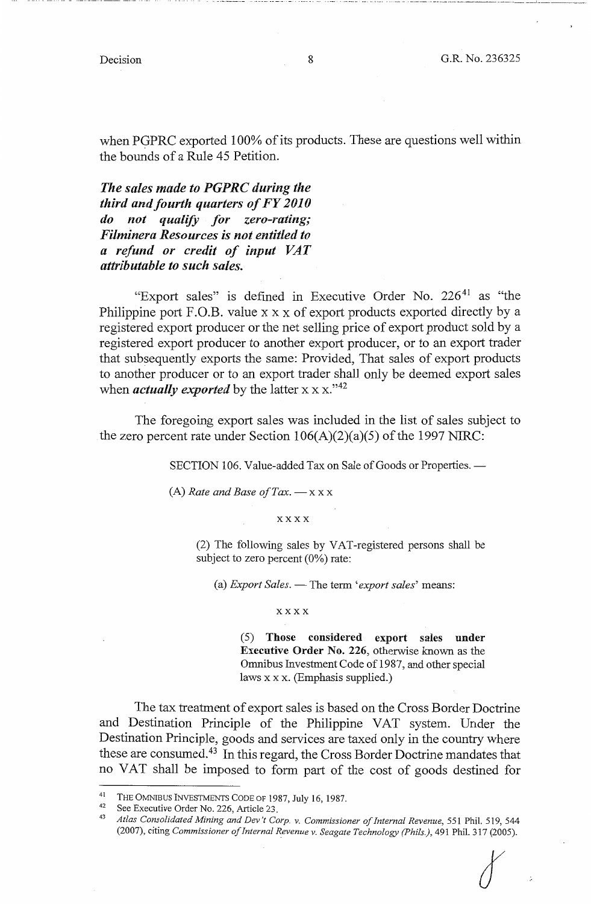when PGPRC exported 100% of its products. These are questions well within the bounds of a Rule 45 Petition.

***The sales made to PGPRC during the third and fourth quarters of FY 2010 do not qualify for zero-rating; Filminera Resources is not entitled to a refund or credit of input VAT attributable to such sales.***

"Export sales" is defined in Executive Order No. 226[41] as "the Philippine port F.O.B. value x x x of export products exported directly by a registered export producer or the net selling price of export product sold by a registered export producer to another export producer, or to an export trader that subsequently exports the same: Provided, That sales of export products to another producer or to an export trader shall only be deemed export sales when ***actually exported*** by the latter x x x."[42]

The foregoing export sales was included in the list of sales subject to the zero percent rate under Section 106(A)(2)(a)(5) of the 1997 NIRC:

> SECTION 106. Value-added Tax on Sale of Goods or Properties. —
>
> (A) *Rate and Base of Tax.* — x x x
>
> x x x x
>
> (2) The following sales by VAT-registered persons shall be subject to zero percent (0%) rate:
>
> (a) *Export Sales.* — The term '*export sales*' means:
>
> x x x x
>
> (5) **Those considered export sales under Executive Order No. 226**, otherwise known as the Omnibus Investment Code of 1987, and other special laws x x x. (Emphasis supplied.)

The tax treatment of export sales is based on the Cross Border Doctrine and Destination Principle of the Philippine VAT system. Under the Destination Principle, goods and services are taxed only in the country where these are consumed.[43] In this regard, the Cross Border Doctrine mandates that no VAT shall be imposed to form part of the cost of goods destined for

---

[41] THE OMNIBUS INVESTMENTS CODE OF 1987, July 16, 1987.

[42] See Executive Order No. 226, Article 23.

[43] *Atlas Consolidated Mining and Dev't Corp. v. Commissioner of Internal Revenue*, 551 Phil. 519, 544 (2007), citing *Commissioner of Internal Revenue v. Seagate Technology (Phils.)*, 491 Phil. 317 (2005).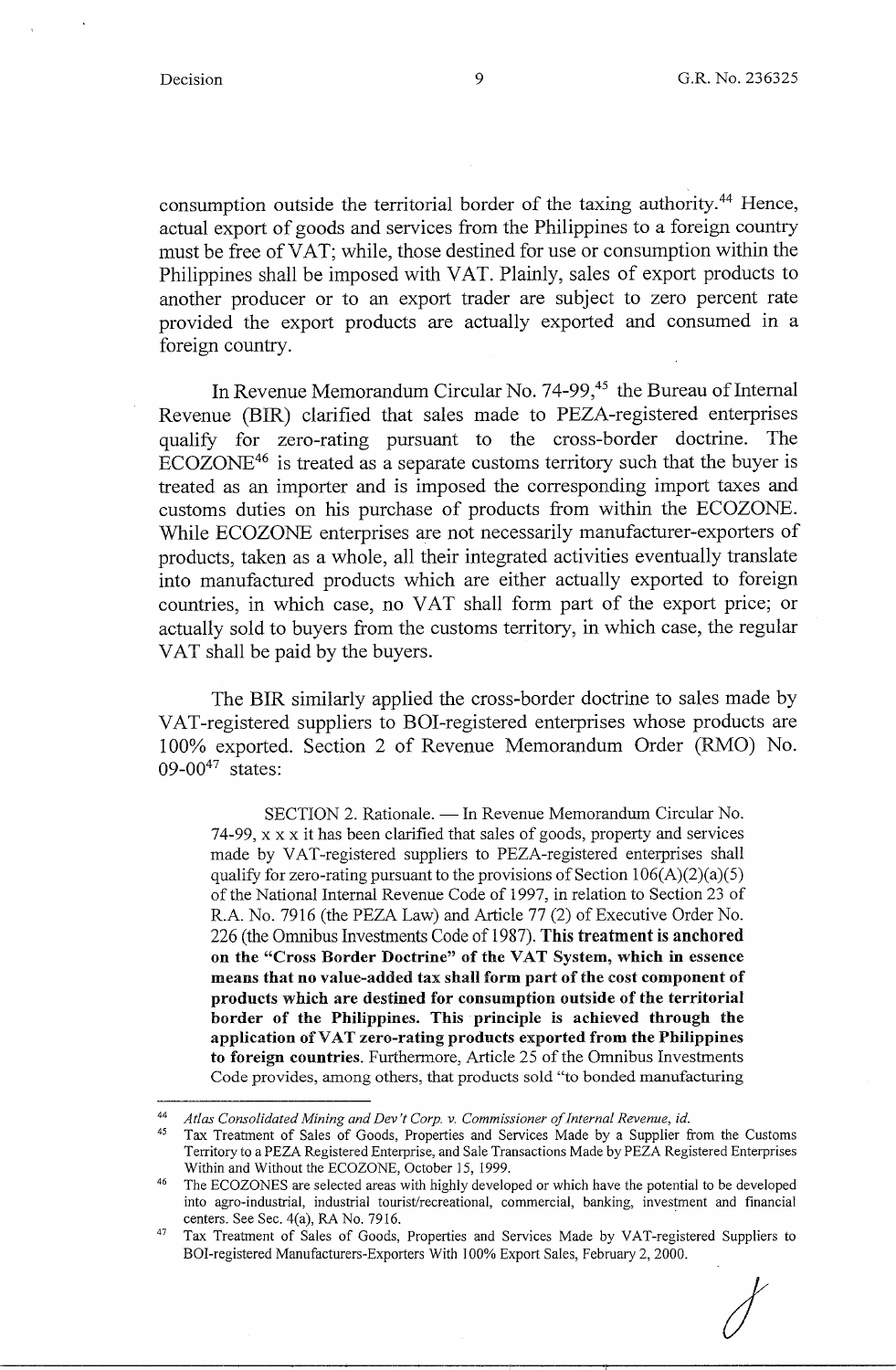consumption outside the territorial border of the taxing authority.[44] Hence, actual export of goods and services from the Philippines to a foreign country must be free of VAT; while, those destined for use or consumption within the Philippines shall be imposed with VAT. Plainly, sales of export products to another producer or to an export trader are subject to zero percent rate provided the export products are actually exported and consumed in a foreign country.

In Revenue Memorandum Circular No. 74-99,[45] the Bureau of Internal Revenue (BIR) clarified that sales made to PEZA-registered enterprises qualify for zero-rating pursuant to the cross-border doctrine. The ECOZONE[46] is treated as a separate customs territory such that the buyer is treated as an importer and is imposed the corresponding import taxes and customs duties on his purchase of products from within the ECOZONE. While ECOZONE enterprises are not necessarily manufacturer-exporters of products, taken as a whole, all their integrated activities eventually translate into manufactured products which are either actually exported to foreign countries, in which case, no VAT shall form part of the export price; or actually sold to buyers from the customs territory, in which case, the regular VAT shall be paid by the buyers.

The BIR similarly applied the cross-border doctrine to sales made by VAT-registered suppliers to BOI-registered enterprises whose products are 100% exported. Section 2 of Revenue Memorandum Order (RMO) No. 09-00[47] states:

> SECTION 2. Rationale. — In Revenue Memorandum Circular No. 74-99, x x x it has been clarified that sales of goods, property and services made by VAT-registered suppliers to PEZA-registered enterprises shall qualify for zero-rating pursuant to the provisions of Section 106(A)(2)(a)(5) of the National Internal Revenue Code of 1997, in relation to Section 23 of R.A. No. 7916 (the PEZA Law) and Article 77 (2) of Executive Order No. 226 (the Omnibus Investments Code of 1987). **This treatment is anchored on the "Cross Border Doctrine" of the VAT System, which in essence means that no value-added tax shall form part of the cost component of products which are destined for consumption outside of the territorial border of the Philippines. This principle is achieved through the application of VAT zero-rating products exported from the Philippines to foreign countries.** Furthermore, Article 25 of the Omnibus Investments Code provides, among others, that products sold "to bonded manufacturing

---

[44] *Atlas Consolidated Mining and Dev't Corp. v. Commissioner of Internal Revenue, id.*

[45] Tax Treatment of Sales of Goods, Properties and Services Made by a Supplier from the Customs Territory to a PEZA Registered Enterprise, and Sale Transactions Made by PEZA Registered Enterprises Within and Without the ECOZONE, October 15, 1999.

[46] The ECOZONES are selected areas with highly developed or which have the potential to be developed into agro-industrial, industrial tourist/recreational, commercial, banking, investment and financial centers. See Sec. 4(a), RA No. 7916.

[47] Tax Treatment of Sales of Goods, Properties and Services Made by VAT-registered Suppliers to BOI-registered Manufacturers-Exporters With 100% Export Sales, February 2, 2000.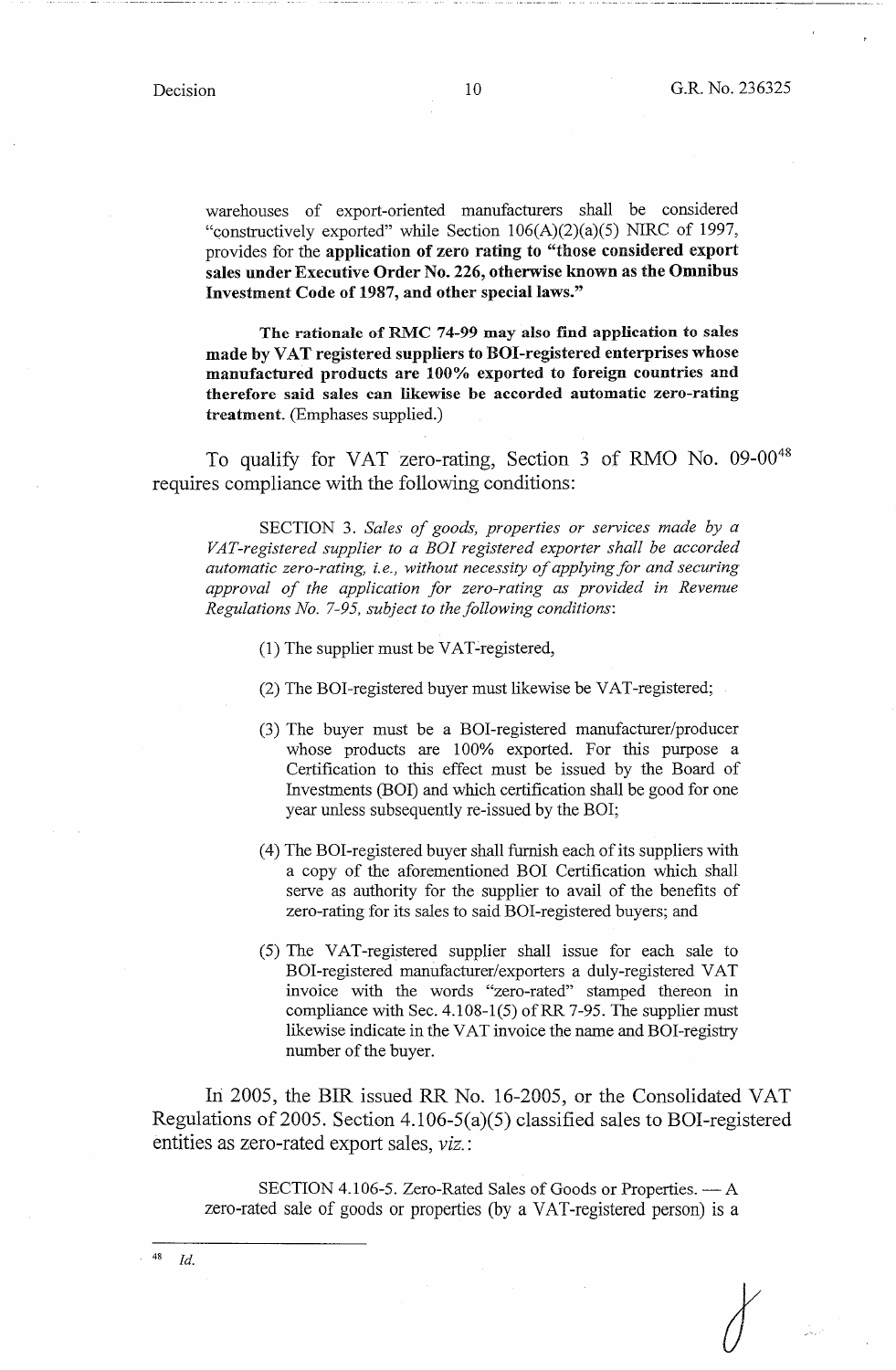warehouses of export-oriented manufacturers shall be considered "constructively exported" while Section 106(A)(2)(a)(5) NIRC of 1997, provides for the **application of zero rating to "those considered export sales under Executive Order No. 226, otherwise known as the Omnibus Investment Code of 1987, and other special laws."**

> **The rationale of RMC 74-99 may also find application to sales made by VAT registered suppliers to BOI-registered enterprises whose manufactured products are 100% exported to foreign countries and therefore said sales can likewise be accorded automatic zero-rating treatment.** (Emphases supplied.)

To qualify for VAT zero-rating, Section 3 of RMO No. 09-00[48] requires compliance with the following conditions:

> SECTION 3. *Sales of goods, properties or services made by a VAT-registered supplier to a BOI registered exporter shall be accorded automatic zero-rating, i.e., without necessity of applying for and securing approval of the application for zero-rating as provided in Revenue Regulations No. 7-95, subject to the following conditions*:
>
> (1) The supplier must be VAT-registered,
>
> (2) The BOI-registered buyer must likewise be VAT-registered;
>
> (3) The buyer must be a BOI-registered manufacturer/producer whose products are 100% exported. For this purpose a Certification to this effect must be issued by the Board of Investments (BOI) and which certification shall be good for one year unless subsequently re-issued by the BOI;
>
> (4) The BOI-registered buyer shall furnish each of its suppliers with a copy of the aforementioned BOI Certification which shall serve as authority for the supplier to avail of the benefits of zero-rating for its sales to said BOI-registered buyers; and
>
> (5) The VAT-registered supplier shall issue for each sale to BOI-registered manufacturer/exporters a duly-registered VAT invoice with the words "zero-rated" stamped thereon in compliance with Sec. 4.108-1(5) of RR 7-95. The supplier must likewise indicate in the VAT invoice the name and BOI-registry number of the buyer.

In 2005, the BIR issued RR No. 16-2005, or the Consolidated VAT Regulations of 2005. Section 4.106-5(a)(5) classified sales to BOI-registered entities as zero-rated export sales, *viz.*:

> SECTION 4.106-5. Zero-Rated Sales of Goods or Properties. — A zero-rated sale of goods or properties (by a VAT-registered person) is a

---

[48] *Id.*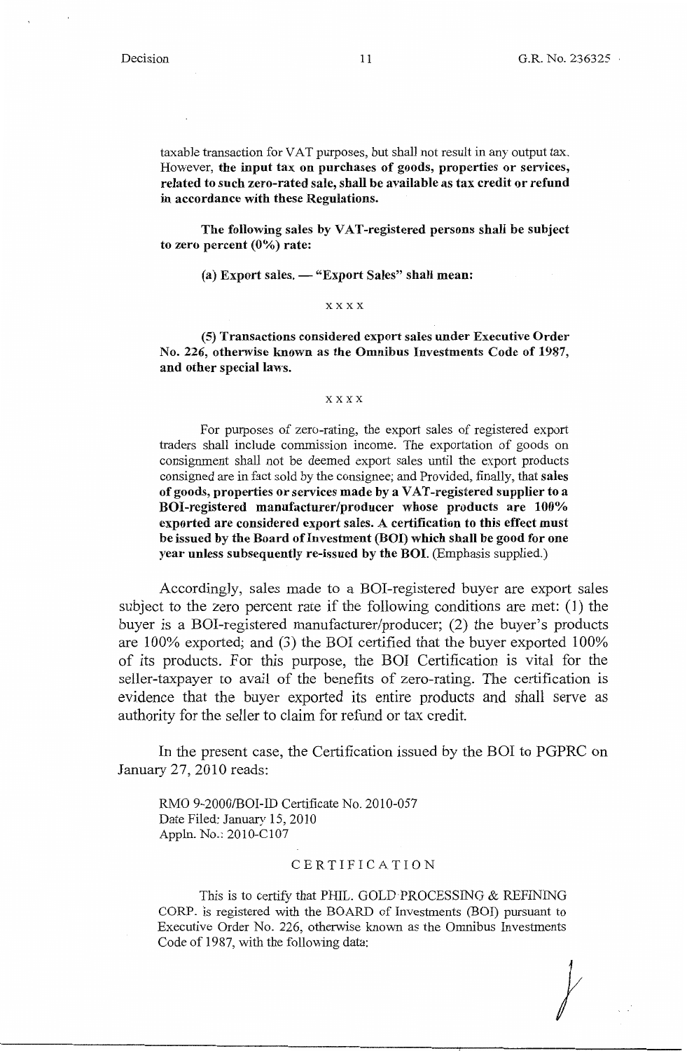taxable transaction for VAT purposes, but shall not result in any output tax. However, **the input tax on purchases of goods, properties or services, related to such zero-rated sale, shall be available as tax credit or refund in accordance with these Regulations.**

> **The following sales by VAT-registered persons shall be subject to zero percent (0%) rate:**
>
> **(a) Export sales. — "Export Sales" shall mean:**
>
> x x x x
>
> **(5) Transactions considered export sales under Executive Order No. 226, otherwise known as the Omnibus Investments Code of 1987, and other special laws.**
>
> x x x x
>
> For purposes of zero-rating, the export sales of registered export traders shall include commission income. The exportation of goods on consignment shall not be deemed export sales until the export products consigned are in fact sold by the consignee; and Provided, finally, that **sales of goods, properties or services made by a VAT-registered supplier to a BOI-registered manufacturer/producer whose products are 100% exported are considered export sales. A certification to this effect must be issued by the Board of Investment (BOI) which shall be good for one year unless subsequently re-issued by the BOI.** (Emphasis supplied.)

Accordingly, sales made to a BOI-registered buyer are export sales subject to the zero percent rate if the following conditions are met: (1) the buyer is a BOI-registered manufacturer/producer; (2) the buyer's products are 100% exported; and (3) the BOI certified that the buyer exported 100% of its products. For this purpose, the BOI Certification is vital for the seller-taxpayer to avail of the benefits of zero-rating. The certification is evidence that the buyer exported its entire products and shall serve as authority for the seller to claim for refund or tax credit.

In the present case, the Certification issued by the BOI to PGPRC on January 27, 2010 reads:

> RMO 9-2000/BOI-ID Certificate No. 2010-057
> Date Filed: January 15, 2010
> Appln. No.: 2010-C107
>
> CERTIFICATION
>
> This is to certify that PHIL. GOLD PROCESSING & REFINING CORP. is registered with the BOARD of Investments (BOI) pursuant to Executive Order No. 226, otherwise known as the Omnibus Investments Code of 1987, with the following data: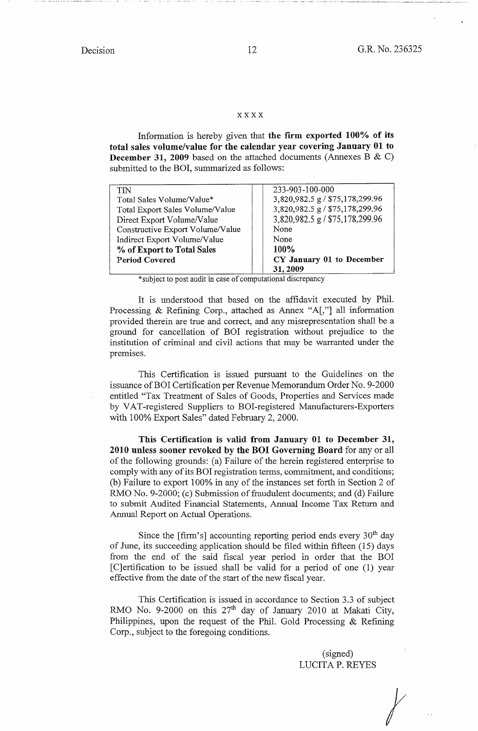x x x x

Information is hereby given that **the firm exported 100% of its total sales volume/value for the calendar year covering January 01 to December 31, 2009** based on the attached documents (Annexes B & C) submitted to the BOI, summarized as follows:

| | |
|---|---|
| TIN | 233-903-100-000 |
| Total Sales Volume/Value* | 3,820,982.5 g / $75,178,299.96 |
| Total Export Sales Volume/Value | 3,820,982.5 g / $75,178,299.96 |
| Direct Export Volume/Value | 3,820,982.5 g / $75,178,299.96 |
| Constructive Export Volume/Value | None |
| Indirect Export Volume/Value | None |
| **% of Export to Total Sales** | **100%** |
| **Period Covered** | **CY January 01 to December 31, 2009** |

*subject to post audit in case of computational discrepancy

It is understood that based on the affidavit executed by Phil. Processing & Refining Corp., attached as Annex "A[,"] all information provided therein are true and correct, and any misrepresentation shall be a ground for cancellation of BOI registration without prejudice to the institution of criminal and civil actions that may be warranted under the premises.

This Certification is issued pursuant to the Guidelines on the issuance of BOI Certification per Revenue Memorandum Order No. 9-2000 entitled "Tax Treatment of Sales of Goods, Properties and Services made by VAT-registered Suppliers to BOI-registered Manufacturers-Exporters with 100% Export Sales" dated February 2, 2000.

**This Certification is valid from January 01 to December 31, 2010 unless sooner revoked by the BOI Governing Board** for any or all of the following grounds: (a) Failure of the herein registered enterprise to comply with any of its BOI registration terms, commitment, and conditions; (b) Failure to export 100% in any of the instances set forth in Section 2 of RMO No. 9-2000; (c) Submission of fraudulent documents; and (d) Failure to submit Audited Financial Statements, Annual Income Tax Return and Annual Report on Actual Operations.

Since the [firm's] accounting reporting period ends every 30th day of June, its succeeding application should be filed within fifteen (15) days from the end of the said fiscal year period in order that the BOI [C]ertification to be issued shall be valid for a period of one (1) year effective from the date of the start of the new fiscal year.

This Certification is issued in accordance to Section 3.3 of subject RMO No. 9-2000 on this 27th day of January 2010 at Makati City, Philippines, upon the request of the Phil. Gold Processing & Refining Corp., subject to the foregoing conditions.

(signed)
LUCITA P. REYES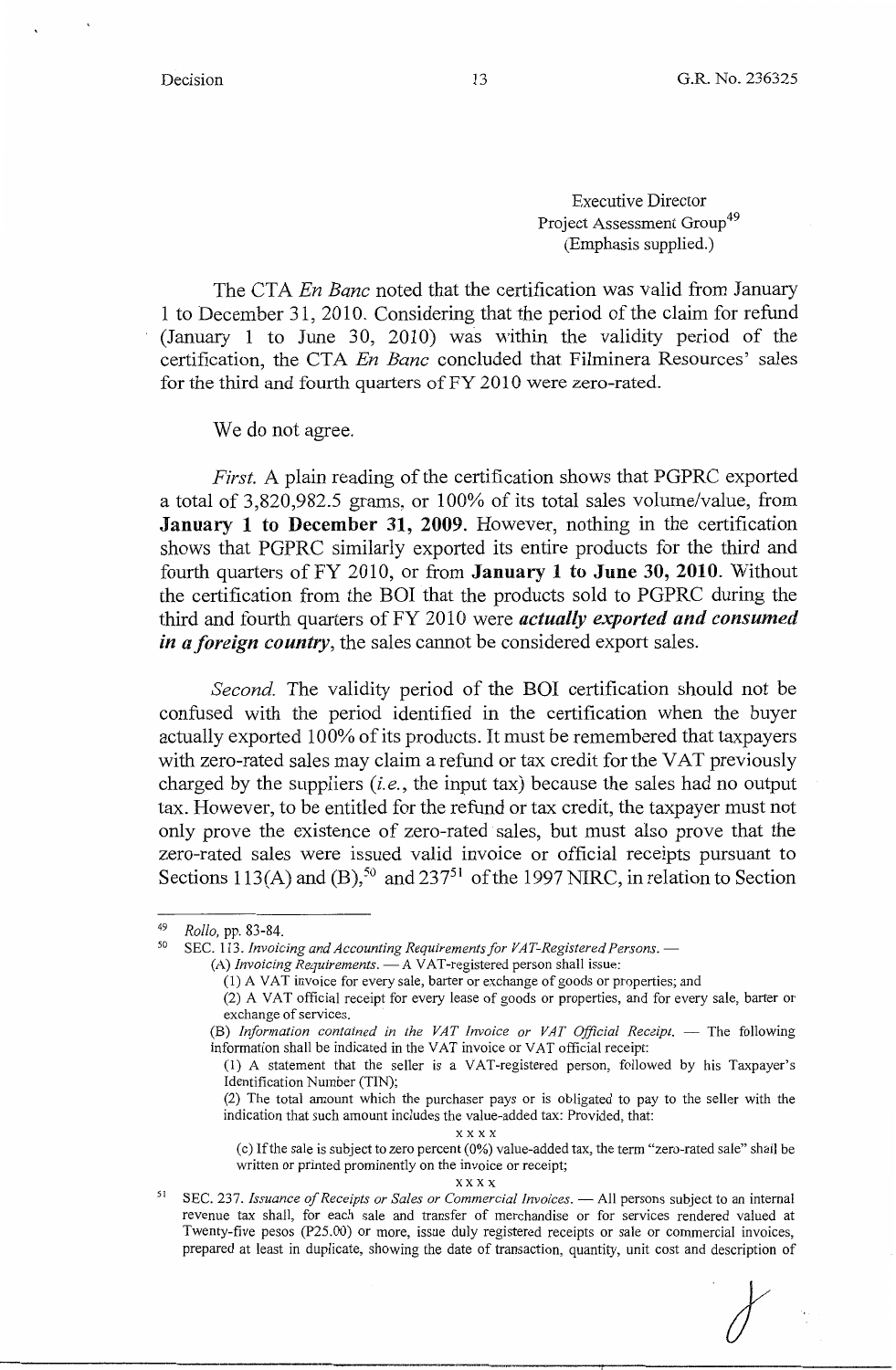Executive Director
Project Assessment Group[49]
(Emphasis supplied.)

The CTA *En Banc* noted that the certification was valid from January 1 to December 31, 2010. Considering that the period of the claim for refund (January 1 to June 30, 2010) was within the validity period of the certification, the CTA *En Banc* concluded that Filminera Resources' sales for the third and fourth quarters of FY 2010 were zero-rated.

We do not agree.

*First.* A plain reading of the certification shows that PGPRC exported a total of 3,820,982.5 grams, or 100% of its total sales volume/value, from **January 1 to December 31, 2009**. However, nothing in the certification shows that PGPRC similarly exported its entire products for the third and fourth quarters of FY 2010, or from **January 1 to June 30, 2010**. Without the certification from the BOI that the products sold to PGPRC during the third and fourth quarters of FY 2010 were ***actually exported and consumed in a foreign country***, the sales cannot be considered export sales.

*Second.* The validity period of the BOI certification should not be confused with the period identified in the certification when the buyer actually exported 100% of its products. It must be remembered that taxpayers with zero-rated sales may claim a refund or tax credit for the VAT previously charged by the suppliers (*i.e.*, the input tax) because the sales had no output tax. However, to be entitled for the refund or tax credit, the taxpayer must not only prove the existence of zero-rated sales, but must also prove that the zero-rated sales were issued valid invoice or official receipts pursuant to Sections 113(A) and (B),[50] and 237[51] of the 1997 NIRC, in relation to Section

---

[49] *Rollo*, pp. 83-84.

[50] SEC. 113. *Invoicing and Accounting Requirements for VAT-Registered Persons.* —

(A) *Invoicing Requirements.* — A VAT-registered person shall issue:

(1) A VAT invoice for every sale, barter or exchange of goods or properties; and

(2) A VAT official receipt for every lease of goods or properties, and for every sale, barter or exchange of services.

(B) *Information contained in the VAT Invoice or VAT Official Receipt.* — The following information shall be indicated in the VAT invoice or VAT official receipt:

(1) A statement that the seller is a VAT-registered person, followed by his Taxpayer's Identification Number (TIN);

(2) The total amount which the purchaser pays or is obligated to pay to the seller with the indication that such amount includes the value-added tax: Provided, that:

x x x x

(c) If the sale is subject to zero percent (0%) value-added tax, the term "zero-rated sale" shall be written or printed prominently on the invoice or receipt;

x x x x

[51] SEC. 237. *Issuance of Receipts or Sales or Commercial Invoices.* — All persons subject to an internal revenue tax shall, for each sale and transfer of merchandise or for services rendered valued at Twenty-five pesos (P25.00) or more, issue duly registered receipts or sale or commercial invoices, prepared at least in duplicate, showing the date of transaction, quantity, unit cost and description of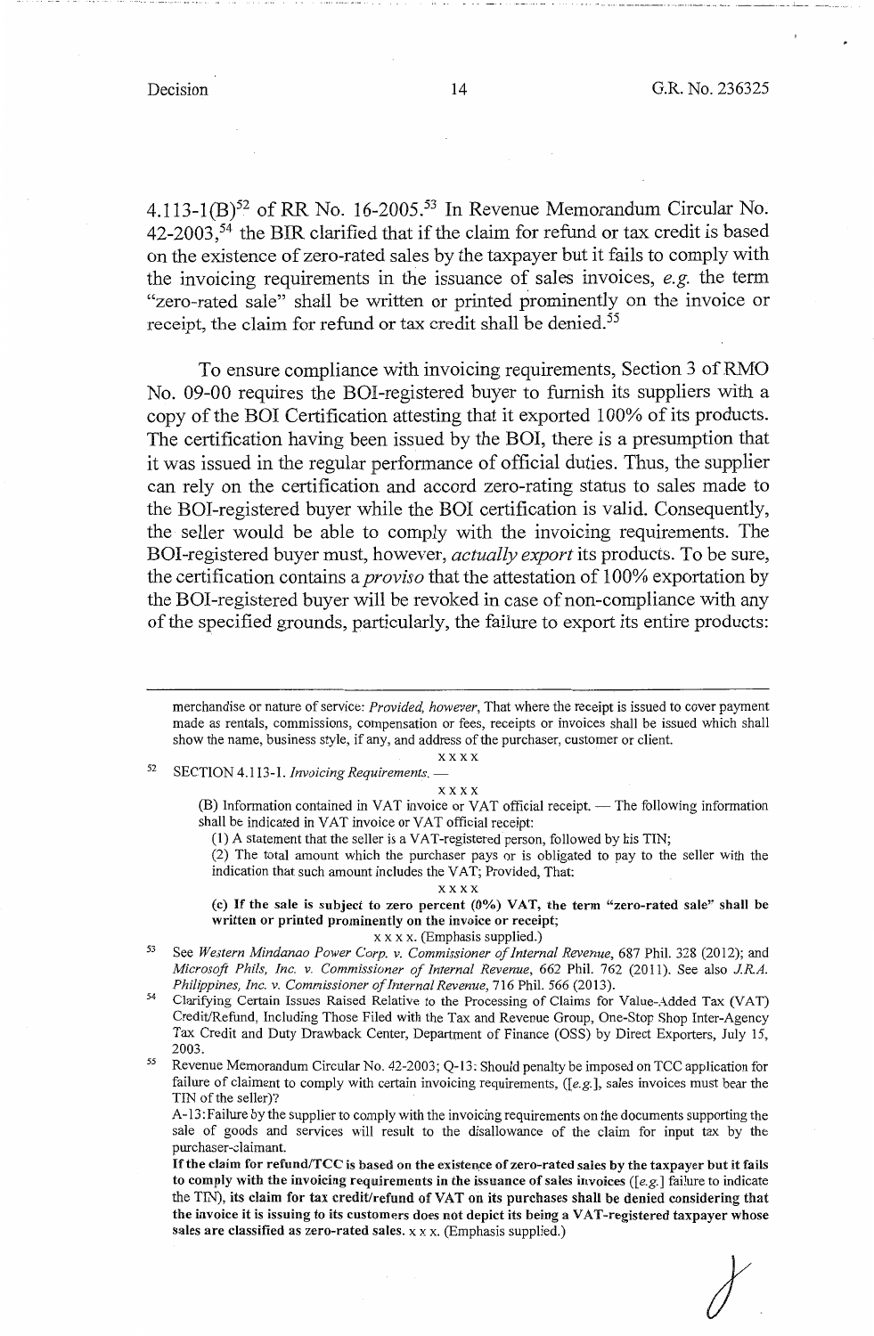4.113-1(B)[52] of RR No. 16-2005.[53] In Revenue Memorandum Circular No. 42-2003,[54] the BIR clarified that if the claim for refund or tax credit is based on the existence of zero-rated sales by the taxpayer but it fails to comply with the invoicing requirements in the issuance of sales invoices, *e.g.* the term "zero-rated sale" shall be written or printed prominently on the invoice or receipt, the claim for refund or tax credit shall be denied.[55]

To ensure compliance with invoicing requirements, Section 3 of RMO No. 09-00 requires the BOI-registered buyer to furnish its suppliers with a copy of the BOI Certification attesting that it exported 100% of its products. The certification having been issued by the BOI, there is a presumption that it was issued in the regular performance of official duties. Thus, the supplier can rely on the certification and accord zero-rating status to sales made to the BOI-registered buyer while the BOI certification is valid. Consequently, the seller would be able to comply with the invoicing requirements. The BOI-registered buyer must, however, *actually export* its products. To be sure, the certification contains a *proviso* that the attestation of 100% exportation by the BOI-registered buyer will be revoked in case of non-compliance with any of the specified grounds, particularly, the failure to export its entire products:

---

merchandise or nature of service: *Provided, however*, That where the receipt is issued to cover payment made as rentals, commissions, compensation or fees, receipts or invoices shall be issued which shall show the name, business style, if any, and address of the purchaser, customer or client.

x x x x

[52] SECTION 4.113-1. *Invoicing Requirements*. —

x x x x

(B) Information contained in VAT invoice or VAT official receipt. — The following information shall be indicated in VAT invoice or VAT official receipt:

(1) A statement that the seller is a VAT-registered person, followed by his TIN;

(2) The total amount which the purchaser pays or is obligated to pay to the seller with the indication that such amount includes the VAT; Provided, That:

x x x x

**(c) If the sale is subject to zero percent (0%) VAT, the term "zero-rated sale" shall be written or printed prominently on the invoice or receipt;**

x x x x. (Emphasis supplied.)

[53] See *Western Mindanao Power Corp. v. Commissioner of Internal Revenue*, 687 Phil. 328 (2012); and *Microsoft Phils, Inc. v. Commissioner of Internal Revenue*, 662 Phil. 762 (2011). See also *J.R.A. Philippines, Inc. v. Commissioner of Internal Revenue*, 716 Phil. 566 (2013).

[54] Clarifying Certain Issues Raised Relative to the Processing of Claims for Value-Added Tax (VAT) Credit/Refund, Including Those Filed with the Tax and Revenue Group, One-Stop Shop Inter-Agency Tax Credit and Duty Drawback Center, Department of Finance (OSS) by Direct Exporters, July 15, 2003.

[55] Revenue Memorandum Circular No. 42-2003; Q-13: Should penalty be imposed on TCC application for failure of claimant to comply with certain invoicing requirements, ([*e.g.*], sales invoices must bear the TIN of the seller)?

A-13: Failure by the supplier to comply with the invoicing requirements on the documents supporting the sale of goods and services will result to the disallowance of the claim for input tax by the purchaser-claimant.

**If the claim for refund/TCC is based on the existence of zero-rated sales by the taxpayer but it fails to comply with the invoicing requirements in the issuance of sales invoices ([*e.g.*] failure to indicate the TIN), its claim for tax credit/refund of VAT on its purchases shall be denied considering that the invoice it is issuing to its customers does not depict its being a VAT-registered taxpayer whose sales are classified as zero-rated sales.** x x x. (Emphasis supplied.)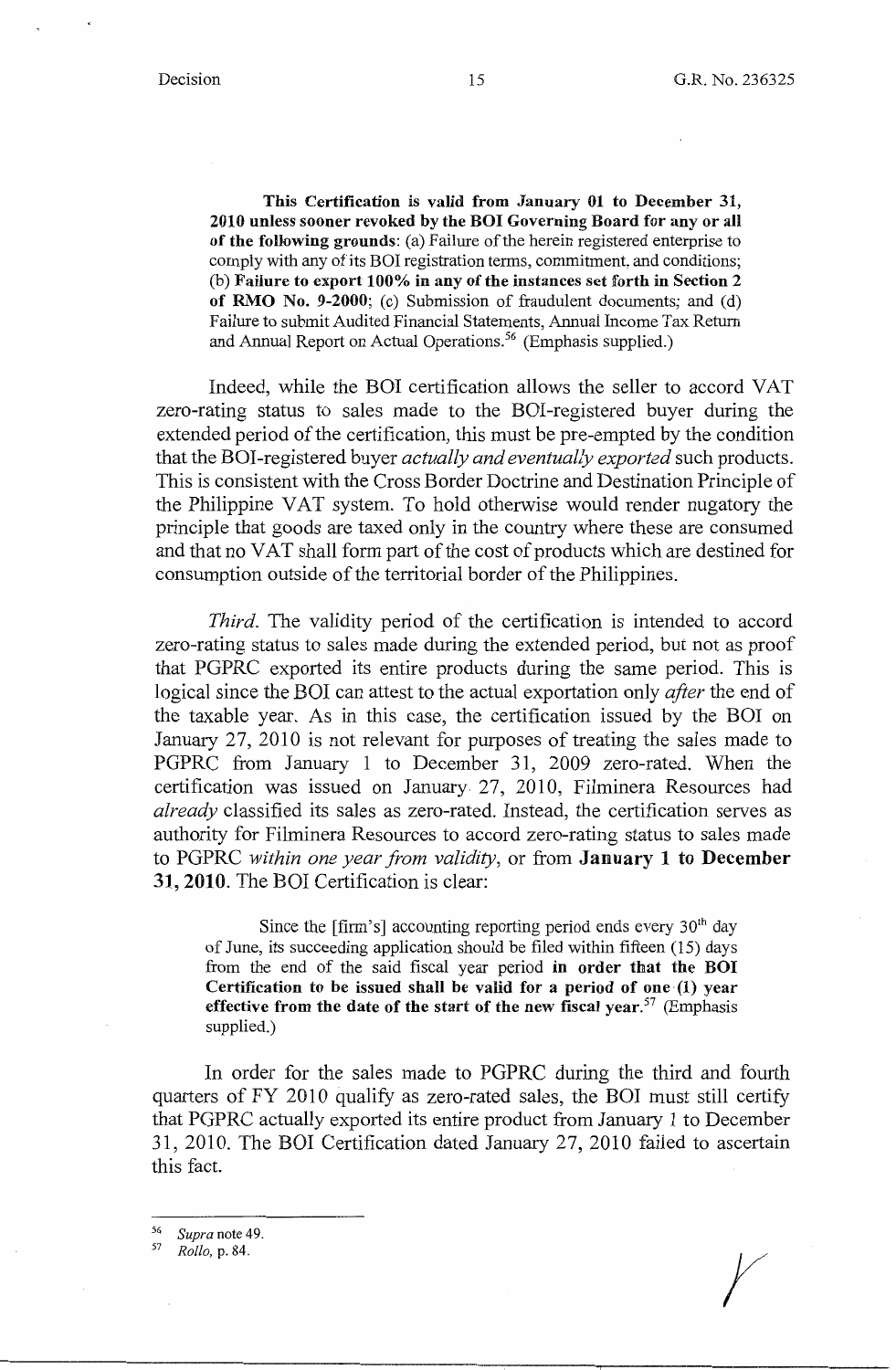> **This Certification is valid from January 01 to December 31, 2010 unless sooner revoked by the BOI Governing Board for any or all of the following grounds**: (a) Failure of the herein registered enterprise to comply with any of its BOI registration terms, commitment, and conditions; (b) **Failure to export 100% in any of the instances set forth in Section 2 of RMO No. 9-2000**; (c) Submission of fraudulent documents; and (d) Failure to submit Audited Financial Statements, Annual Income Tax Return and Annual Report on Actual Operations.[56] (Emphasis supplied.)

Indeed, while the BOI certification allows the seller to accord VAT zero-rating status to sales made to the BOI-registered buyer during the extended period of the certification, this must be pre-empted by the condition that the BOI-registered buyer *actually and eventually exported* such products. This is consistent with the Cross Border Doctrine and Destination Principle of the Philippine VAT system. To hold otherwise would render nugatory the principle that goods are taxed only in the country where these are consumed and that no VAT shall form part of the cost of products which are destined for consumption outside of the territorial border of the Philippines.

*Third*. The validity period of the certification is intended to accord zero-rating status to sales made during the extended period, but not as proof that PGPRC exported its entire products during the same period. This is logical since the BOI can attest to the actual exportation only *after* the end of the taxable year. As in this case, the certification issued by the BOI on January 27, 2010 is not relevant for purposes of treating the sales made to PGPRC from January 1 to December 31, 2009 zero-rated. When the certification was issued on January 27, 2010, Filminera Resources had *already* classified its sales as zero-rated. Instead, the certification serves as authority for Filminera Resources to accord zero-rating status to sales made to PGPRC *within one year from validity*, or from **January 1 to December 31, 2010**. The BOI Certification is clear:

> Since the [firm's] accounting reporting period ends every 30th day of June, its succeeding application should be filed within fifteen (15) days from the end of the said fiscal year period **in order that the BOI Certification to be issued shall be valid for a period of one (1) year effective from the date of the start of the new fiscal year**.[57] (Emphasis supplied.)

In order for the sales made to PGPRC during the third and fourth quarters of FY 2010 qualify as zero-rated sales, the BOI must still certify that PGPRC actually exported its entire product from January 1 to December 31, 2010. The BOI Certification dated January 27, 2010 failed to ascertain this fact.

---

[56] *Supra* note 49.

[57] *Rollo*, p. 84.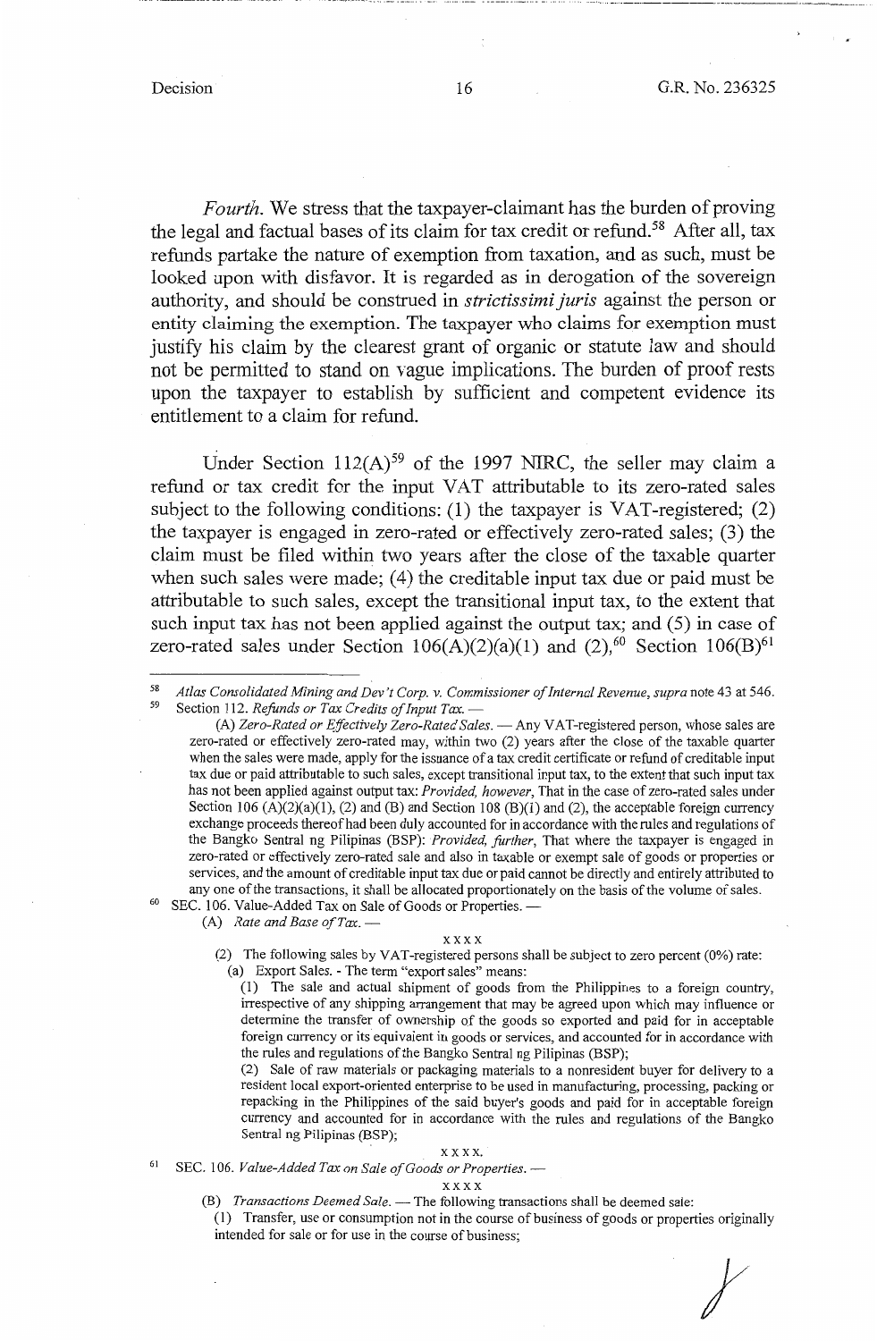*Fourth*. We stress that the taxpayer-claimant has the burden of proving the legal and factual bases of its claim for tax credit or refund.[58] After all, tax refunds partake the nature of exemption from taxation, and as such, must be looked upon with disfavor. It is regarded as in derogation of the sovereign authority, and should be construed in *strictissimi juris* against the person or entity claiming the exemption. The taxpayer who claims for exemption must justify his claim by the clearest grant of organic or statute law and should not be permitted to stand on vague implications. The burden of proof rests upon the taxpayer to establish by sufficient and competent evidence its entitlement to a claim for refund.

Under Section 112(A)[59] of the 1997 NIRC, the seller may claim a refund or tax credit for the input VAT attributable to its zero-rated sales subject to the following conditions: (1) the taxpayer is VAT-registered; (2) the taxpayer is engaged in zero-rated or effectively zero-rated sales; (3) the claim must be filed within two years after the close of the taxable quarter when such sales were made; (4) the creditable input tax due or paid must be attributable to such sales, except the transitional input tax, to the extent that such input tax has not been applied against the output tax; and (5) in case of zero-rated sales under Section 106(A)(2)(a)(1) and (2),[60] Section 106(B)[61]

---

[58] *Atlas Consolidated Mining and Dev't Corp. v. Commissioner of Internal Revenue, supra* note 43 at 546.

[59] Section 112. *Refunds or Tax Credits of Input Tax.* —

(A) *Zero-Rated or Effectively Zero-Rated Sales.* — Any VAT-registered person, whose sales are zero-rated or effectively zero-rated may, within two (2) years after the close of the taxable quarter when the sales were made, apply for the issuance of a tax credit certificate or refund of creditable input tax due or paid attributable to such sales, except transitional input tax, to the extent that such input tax has not been applied against output tax: *Provided, however*, That in the case of zero-rated sales under Section 106 (A)(2)(a)(1), (2) and (B) and Section 108 (B)(1) and (2), the acceptable foreign currency exchange proceeds thereof had been duly accounted for in accordance with the rules and regulations of the Bangko Sentral ng Pilipinas (BSP): *Provided, further*, That where the taxpayer is engaged in zero-rated or effectively zero-rated sale and also in taxable or exempt sale of goods or properties or services, and the amount of creditable input tax due or paid cannot be directly and entirely attributed to any one of the transactions, it shall be allocated proportionately on the basis of the volume of sales.

[60] SEC. 106. Value-Added Tax on Sale of Goods or Properties. —

(A) *Rate and Base of Tax.* —

x x x x

(2) The following sales by VAT-registered persons shall be subject to zero percent (0%) rate:

(a) Export Sales. - The term "export sales" means:

(1) The sale and actual shipment of goods from the Philippines to a foreign country, irrespective of any shipping arrangement that may be agreed upon which may influence or determine the transfer of ownership of the goods so exported and paid for in acceptable foreign currency or its equivalent in goods or services, and accounted for in accordance with the rules and regulations of the Bangko Sentral ng Pilipinas (BSP);

(2) Sale of raw materials or packaging materials to a nonresident buyer for delivery to a resident local export-oriented enterprise to be used in manufacturing, processing, packing or repacking in the Philippines of the said buyer's goods and paid for in acceptable foreign currency and accounted for in accordance with the rules and regulations of the Bangko Sentral ng Pilipinas (BSP);

x x x x.

[61] SEC. 106. *Value-Added Tax on Sale of Goods or Properties.* —

x x x x

(B) *Transactions Deemed Sale.* — The following transactions shall be deemed sale:

(1) Transfer, use or consumption not in the course of business of goods or properties originally intended for sale or for use in the course of business;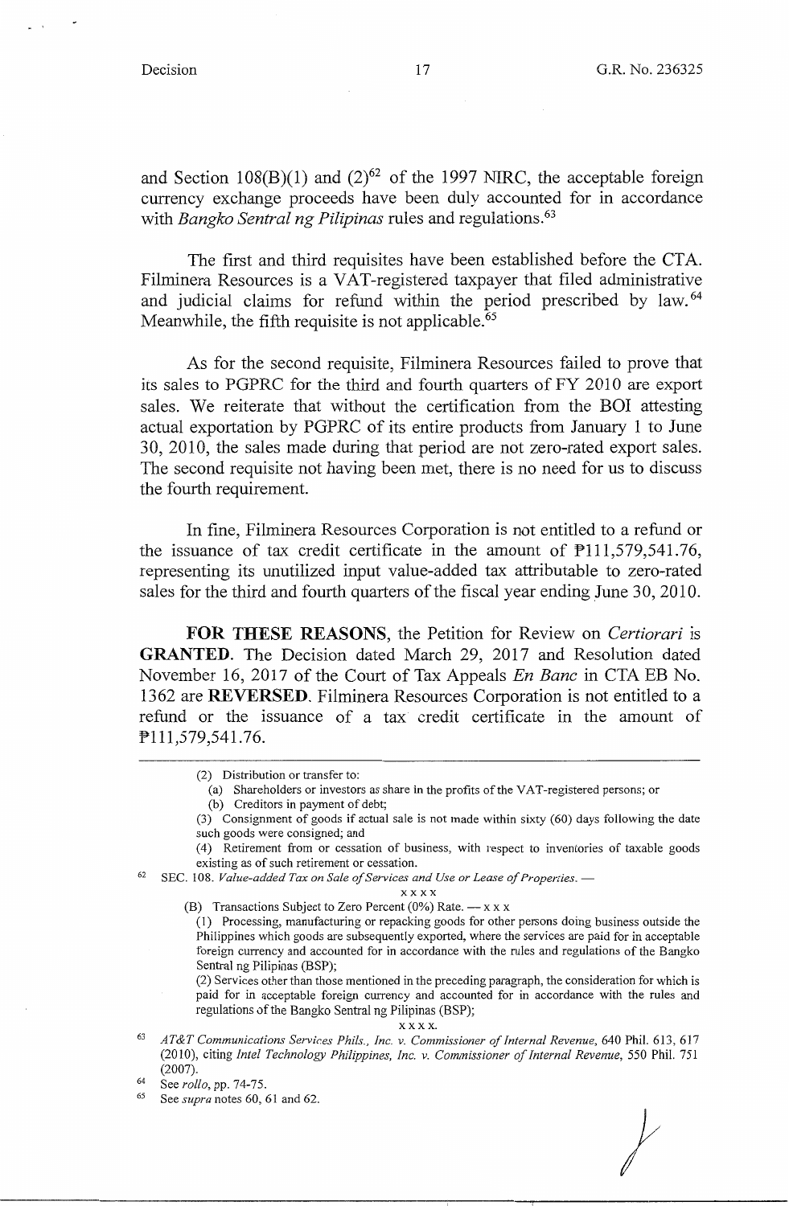and Section 108(B)(1) and (2)[62] of the 1997 NIRC, the acceptable foreign currency exchange proceeds have been duly accounted for in accordance with *Bangko Sentral ng Pilipinas* rules and regulations.[63]

The first and third requisites have been established before the CTA. Filminera Resources is a VAT-registered taxpayer that filed administrative and judicial claims for refund within the period prescribed by law.[64] Meanwhile, the fifth requisite is not applicable.[65]

As for the second requisite, Filminera Resources failed to prove that its sales to PGPRC for the third and fourth quarters of FY 2010 are export sales. We reiterate that without the certification from the BOI attesting actual exportation by PGPRC of its entire products from January 1 to June 30, 2010, the sales made during that period are not zero-rated export sales. The second requisite not having been met, there is no need for us to discuss the fourth requirement.

In fine, Filminera Resources Corporation is not entitled to a refund or the issuance of tax credit certificate in the amount of ₱111,579,541.76, representing its unutilized input value-added tax attributable to zero-rated sales for the third and fourth quarters of the fiscal year ending June 30, 2010.

**FOR THESE REASONS**, the Petition for Review on *Certiorari* is **GRANTED**. The Decision dated March 29, 2017 and Resolution dated November 16, 2017 of the Court of Tax Appeals *En Banc* in CTA EB No. 1362 are **REVERSED**. Filminera Resources Corporation is not entitled to a refund or the issuance of a tax credit certificate in the amount of ₱111,579,541.76.

---

(2) Distribution or transfer to:

(a) Shareholders or investors as share in the profits of the VAT-registered persons; or

(b) Creditors in payment of debt;

(3) Consignment of goods if actual sale is not made within sixty (60) days following the date such goods were consigned; and

(4) Retirement from or cessation of business, with respect to inventories of taxable goods existing as of such retirement or cessation.

[62] SEC. 108. *Value-added Tax on Sale of Services and Use or Lease of Properties.* —

x x x x

(B) Transactions Subject to Zero Percent (0%) Rate. — x x x

(1) Processing, manufacturing or repacking goods for other persons doing business outside the Philippines which goods are subsequently exported, where the services are paid for in acceptable foreign currency and accounted for in accordance with the rules and regulations of the Bangko Sentral ng Pilipinas (BSP);

(2) Services other than those mentioned in the preceding paragraph, the consideration for which is paid for in acceptable foreign currency and accounted for in accordance with the rules and regulations of the Bangko Sentral ng Pilipinas (BSP);

x x x x.

[63] *AT&T Communications Services Phils., Inc. v. Commissioner of Internal Revenue*, 640 Phil. 613, 617 (2010), citing *Intel Technology Philippines, Inc. v. Commissioner of Internal Revenue*, 550 Phil. 751 (2007).

[64] See *rollo*, pp. 74-75.

[65] See *supra* notes 60, 61 and 62.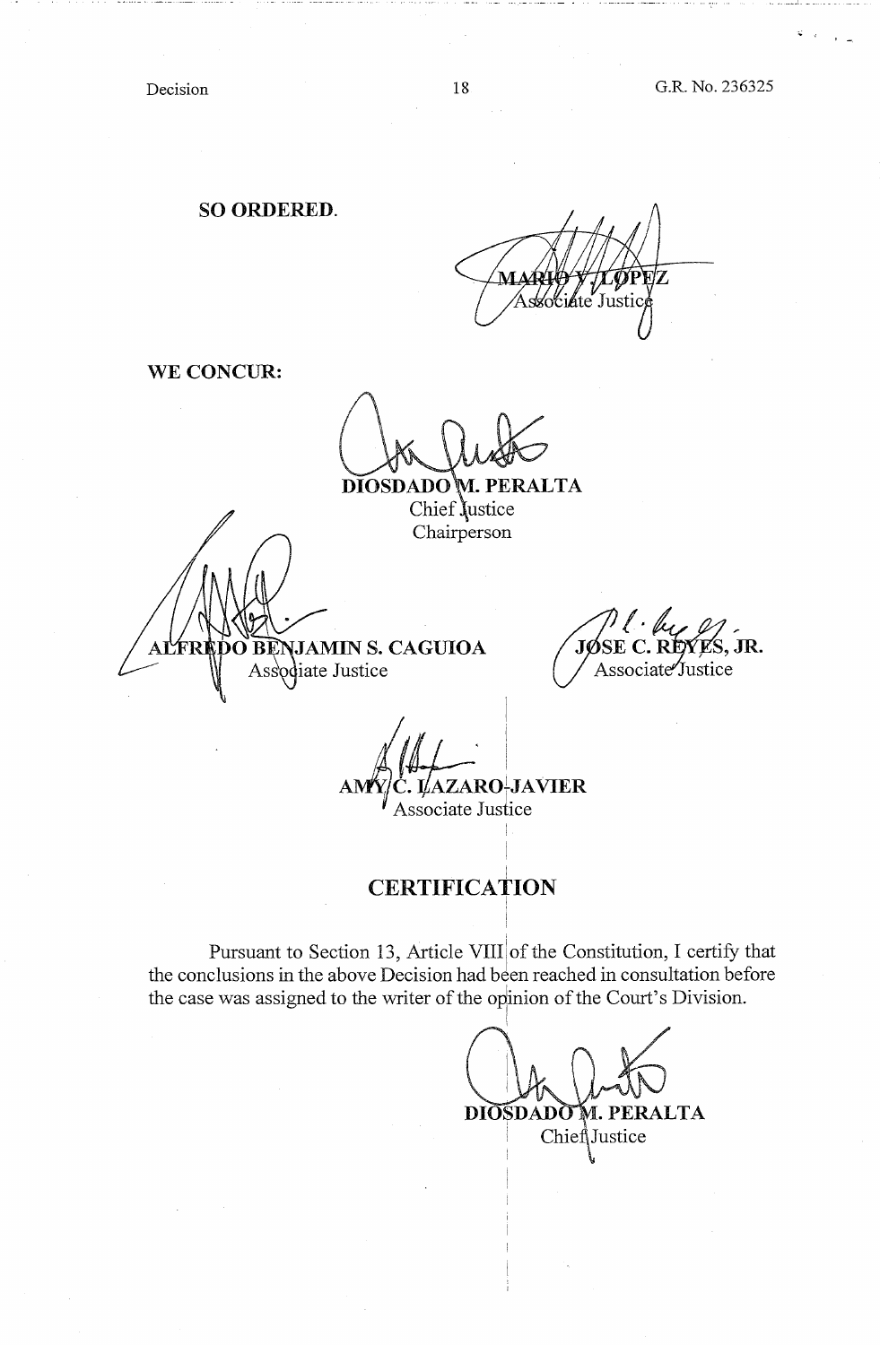**SO ORDERED.**

MARIO V. LOPEZ
Associate Justice

**WE CONCUR:**

DIOSDADO M. PERALTA
Chief Justice
Chairperson

ALFREDO BENJAMIN S. CAGUIOA
Associate Justice

JOSE C. REYES, JR.
Associate Justice

AMY C. LAZARO-JAVIER
Associate Justice

## CERTIFICATION

Pursuant to Section 13, Article VIII of the Constitution, I certify that the conclusions in the above Decision had been reached in consultation before the case was assigned to the writer of the opinion of the Court's Division.

DIOSDADO M. PERALTA
Chief Justice